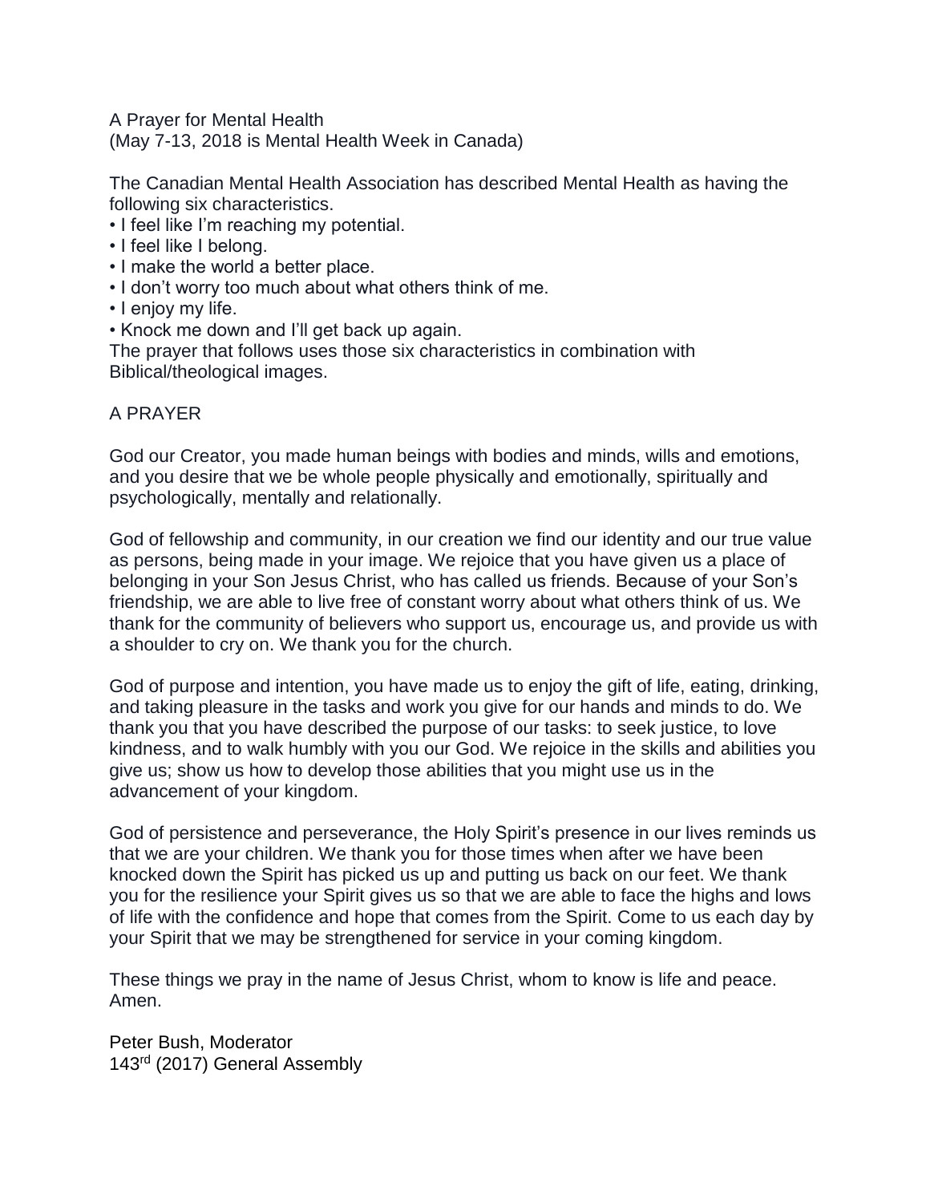# A Prayer for Mental Health

(May 7-13, 2018 is Mental Health Week in Canada)

The Canadian Mental Health Association has described Mental Health as having the following six characteristics.

- I feel like I'm reaching my potential.
- I feel like I belong.
- I make the world a better place.
- I don't worry too much about what others think of me.
- I enjoy my life.
- Knock me down and I'll get back up again.

The prayer that follows uses those six characteristics in combination with Biblical/theological images.

## A PRAYER

God our Creator, you made human beings with bodies and minds, wills and emotions, and you desire that we be whole people physically and emotionally, spiritually and psychologically, mentally and relationally.

God of fellowship and community, in our creation we find our identity and our true value as persons, being made in your image. We rejoice that you have given us a place of belonging in your Son Jesus Christ, who has called us friends. Because of your Son's friendship, we are able to live free of constant worry about what others think of us. We thank for the community of believers who support us, encourage us, and provide us with a shoulder to cry on. We thank you for the church.

God of purpose and intention, you have made us to enjoy the gift of life, eating, drinking, and taking pleasure in the tasks and work you give for our hands and minds to do. We thank you that you have described the purpose of our tasks: to seek justice, to love kindness, and to walk humbly with you our God. We rejoice in the skills and abilities you give us; show us how to develop those abilities that you might use us in the advancement of your kingdom.

God of persistence and perseverance, the Holy Spirit's presence in our lives reminds us that we are your children. We thank you for those times when after we have been knocked down the Spirit has picked us up and putting us back on our feet. We thank you for the resilience your Spirit gives us so that we are able to face the highs and lows of life with the confidence and hope that comes from the Spirit. Come to us each day by your Spirit that we may be strengthened for service in your coming kingdom.

These things we pray in the name of Jesus Christ, whom to know is life and peace. Amen.

Peter Bush, Moderator
143rd (2017) General Assembly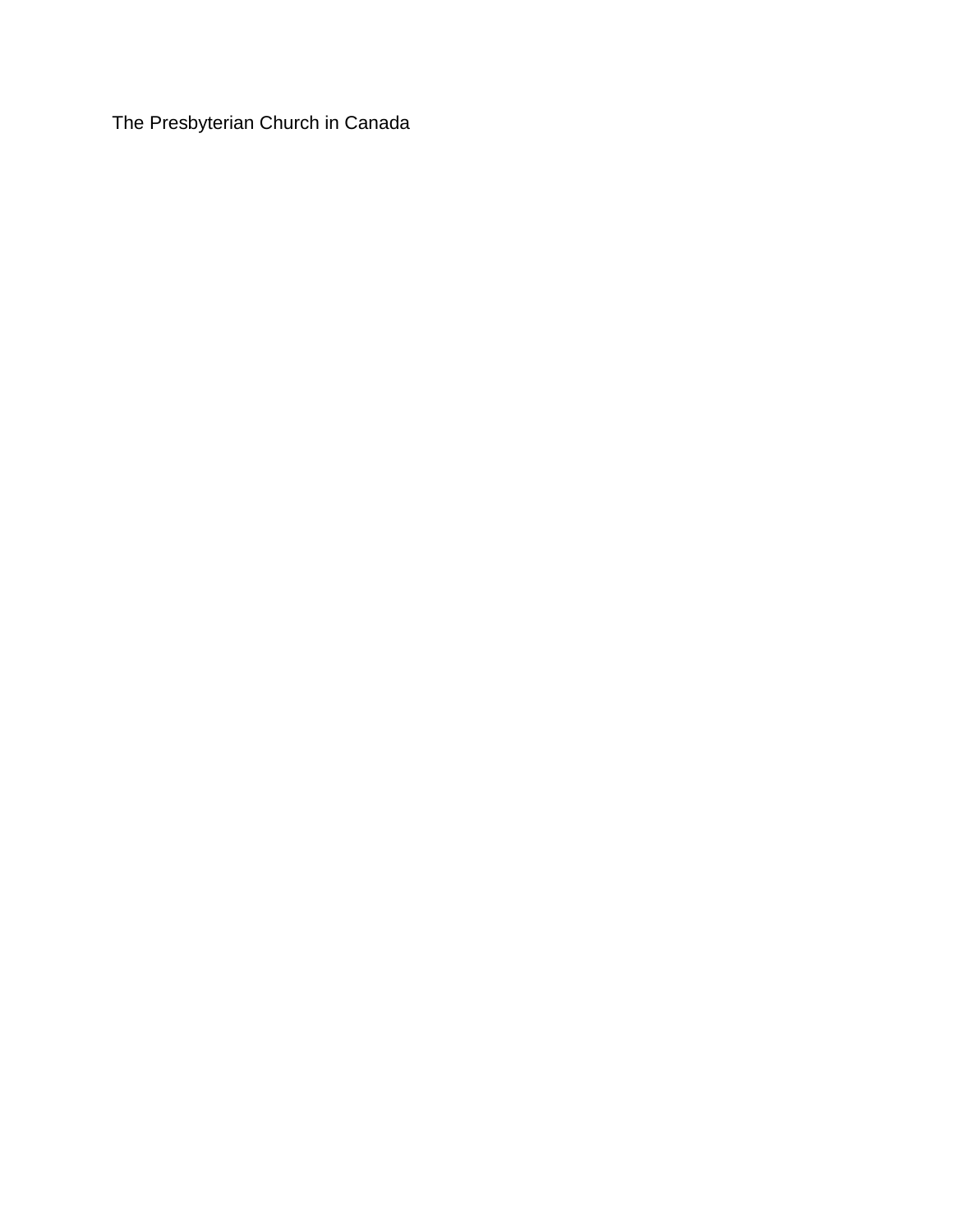The Presbyterian Church in Canada